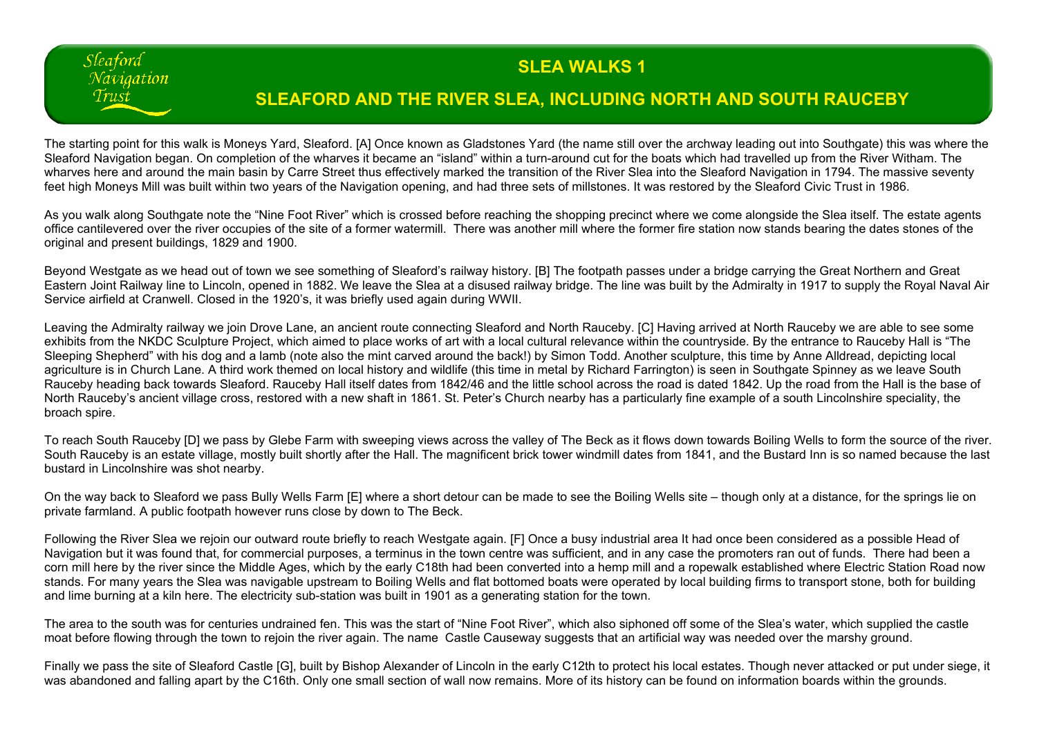Sleaford Navigation Trust

# SLEA WALKS 1

## SLEAFORD AND THE RIVER SLEA, INCLUDING NORTH AND SOUTH RAUCEBY

The starting point for this walk is Moneys Yard, Sleaford. [A] Once known as Gladstones Yard (the name still over the archway leading out into Southgate) this was where the Sleaford Navigation began. On completion of the wharves it became an "island" within a turn-around cut for the boats which had travelled up from the River Witham. The wharves here and around the main basin by Carre Street thus effectively marked the transition of the River Slea into the Sleaford Navigation in 1794. The massive seventy feet high Moneys Mill was built within two years of the Navigation opening, and had three sets of millstones. It was restored by the Sleaford Civic Trust in 1986.

As you walk along Southgate note the "Nine Foot River" which is crossed before reaching the shopping precinct where we come alongside the Slea itself. The estate agents office cantilevered over the river occupies of the site of a former watermill. There was another mill where the former fire station now stands bearing the dates stones of the original and present buildings, 1829 and 1900.

Beyond Westgate as we head out of town we see something of Sleaford's railway history. [B] The footpath passes under a bridge carrying the Great Northern and Great Eastern Joint Railway line to Lincoln, opened in 1882. We leave the Slea at a disused railway bridge. The line was built by the Admiralty in 1917 to supply the Royal Naval Air Service airfield at Cranwell. Closed in the 1920's, it was briefly used again during WWII.

Leaving the Admiralty railway we join Drove Lane, an ancient route connecting Sleaford and North Rauceby. [C] Having arrived at North Rauceby we are able to see some exhibits from the NKDC Sculpture Project, which aimed to place works of art with a local cultural relevance within the countryside. By the entrance to Rauceby Hall is "The Sleeping Shepherd" with his dog and a lamb (note also the mint carved around the back!) by Simon Todd. Another sculpture, this time by Anne Alldread, depicting local agriculture is in Church Lane. A third work themed on local history and wildlife (this time in metal by Richard Farrington) is seen in Southgate Spinney as we leave South Rauceby heading back towards Sleaford. Rauceby Hall itself dates from 1842/46 and the little school across the road is dated 1842. Up the road from the Hall is the base of North Rauceby's ancient village cross, restored with a new shaft in 1861. St. Peter's Church nearby has a particularly fine example of a south Lincolnshire speciality, the broach spire.

To reach South Rauceby [D] we pass by Glebe Farm with sweeping views across the valley of The Beck as it flows down towards Boiling Wells to form the source of the river. South Rauceby is an estate village, mostly built shortly after the Hall. The magnificent brick tower windmill dates from 1841, and the Bustard Inn is so named because the last bustard in Lincolnshire was shot nearby.

On the way back to Sleaford we pass Bully Wells Farm [E] where a short detour can be made to see the Boiling Wells site – though only at a distance, for the springs lie on private farmland. A public footpath however runs close by down to The Beck.

Following the River Slea we rejoin our outward route briefly to reach Westgate again. [F] Once a busy industrial area It had once been considered as a possible Head of Navigation but it was found that, for commercial purposes, a terminus in the town centre was sufficient, and in any case the promoters ran out of funds. There had been a corn mill here by the river since the Middle Ages, which by the early C18th had been converted into a hemp mill and a ropewalk established where Electric Station Road now stands. For many years the Slea was navigable upstream to Boiling Wells and flat bottomed boats were operated by local building firms to transport stone, both for building and lime burning at a kiln here. The electricity sub-station was built in 1901 as a generating station for the town.

The area to the south was for centuries undrained fen. This was the start of "Nine Foot River", which also siphoned off some of the Slea's water, which supplied the castle moat before flowing through the town to rejoin the river again. The name Castle Causeway suggests that an artificial way was needed over the marshy ground.

Finally we pass the site of Sleaford Castle [G], built by Bishop Alexander of Lincoln in the early C12th to protect his local estates. Though never attacked or put under siege, it was abandoned and falling apart by the C16th. Only one small section of wall now remains. More of its history can be found on information boards within the grounds.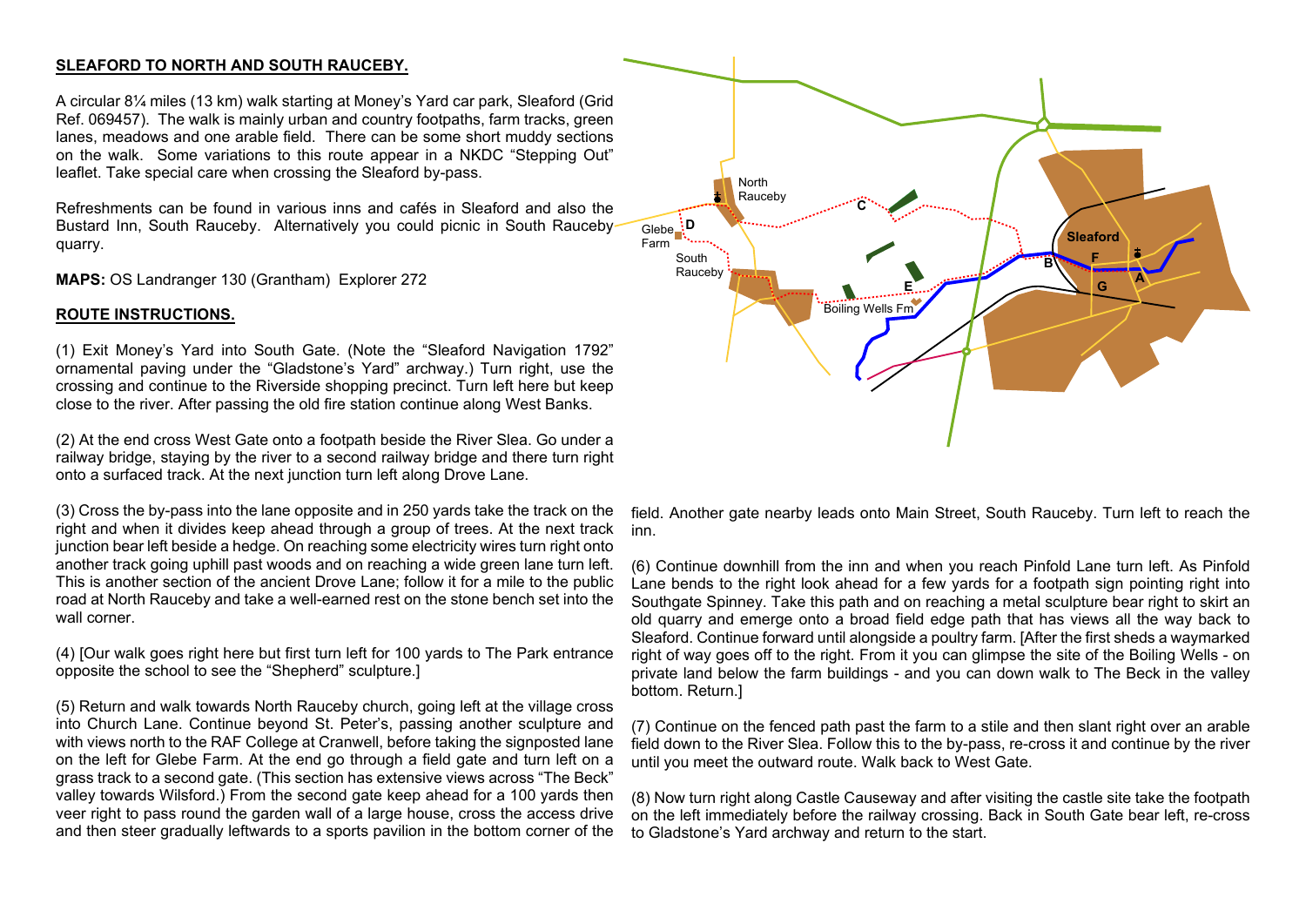## SLEAFORD TO NORTH AND SOUTH RAUCEBY.

A circular 8¼ miles (13 km) walk starting at Money's Yard car park, Sleaford (Grid Ref. 069457). The walk is mainly urban and country footpaths, farm tracks, green lanes, meadows and one arable field. There can be some short muddy sections on the walk. Some variations to this route appear in a NKDC "Stepping Out" leaflet. Take special care when crossing the Sleaford by-pass.

Refreshments can be found in various inns and cafés in Sleaford and also the Bustard Inn, South Rauceby. Alternatively you could picnic in South Rauceby quarry.

**MAPS:** OS Landranger 130 (Grantham) Explorer 272

## ROUTE INSTRUCTIONS.

(1) Exit Money's Yard into South Gate. (Note the "Sleaford Navigation 1792" ornamental paving under the "Gladstone's Yard" archway.) Turn right, use the crossing and continue to the Riverside shopping precinct. Turn left here but keep close to the river. After passing the old fire station continue along West Banks.

(2) At the end cross West Gate onto a footpath beside the River Slea. Go under a railway bridge, staying by the river to a second railway bridge and there turn right onto a surfaced track. At the next junction turn left along Drove Lane.

(3) Cross the by-pass into the lane opposite and in 250 yards take the track on the right and when it divides keep ahead through a group of trees. At the next track junction bear left beside a hedge. On reaching some electricity wires turn right onto another track going uphill past woods and on reaching a wide green lane turn left. This is another section of the ancient Drove Lane; follow it for a mile to the public road at North Rauceby and take a well-earned rest on the stone bench set into the wall corner.

(4) [Our walk goes right here but first turn left for 100 yards to The Park entrance opposite the school to see the "Shepherd" sculpture.]

(5) Return and walk towards North Rauceby church, going left at the village cross into Church Lane. Continue beyond St. Peter's, passing another sculpture and with views north to the RAF College at Cranwell, before taking the signposted lane on the left for Glebe Farm. At the end go through a field gate and turn left on a grass track to a second gate. (This section has extensive views across "The Beck" valley towards Wilsford.) From the second gate keep ahead for a 100 yards then veer right to pass round the garden wall of a large house, cross the access drive and then steer gradually leftwards to a sports pavilion in the bottom corner of the field. Another gate nearby leads onto Main Street, South Rauceby. Turn left to reach the inn.

North Rauceby
C
Glebe Farm
D
South Rauceby
E
Boiling Wells Fm
Sleaford
B
F
A
G

(6) Continue downhill from the inn and when you reach Pinfold Lane turn left. As Pinfold Lane bends to the right look ahead for a few yards for a footpath sign pointing right into Southgate Spinney. Take this path and on reaching a metal sculpture bear right to skirt an old quarry and emerge onto a broad field edge path that has views all the way back to Sleaford. Continue forward until alongside a poultry farm. [After the first sheds a waymarked right of way goes off to the right. From it you can glimpse the site of the Boiling Wells - on private land below the farm buildings - and you can down walk to The Beck in the valley bottom. Return.]

(7) Continue on the fenced path past the farm to a stile and then slant right over an arable field down to the River Slea. Follow this to the by-pass, re-cross it and continue by the river until you meet the outward route. Walk back to West Gate.

(8) Now turn right along Castle Causeway and after visiting the castle site take the footpath on the left immediately before the railway crossing. Back in South Gate bear left, re-cross to Gladstone's Yard archway and return to the start.